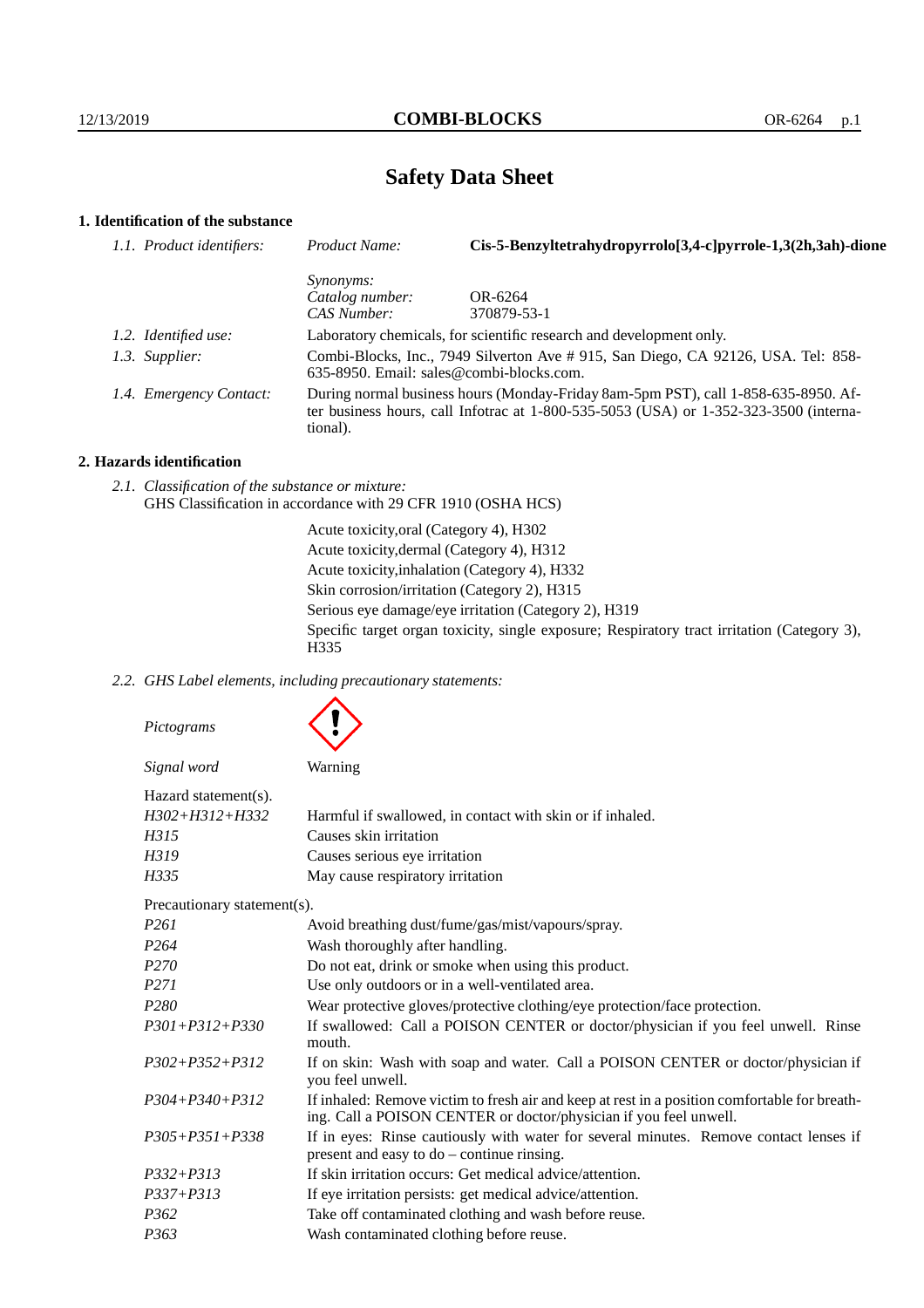# Safety Data Sheet

## 1. Identification of the substance

| | | |
|---|---|---|
| *1.1. Product identifiers:* | *Product Name:* | **Cis-5-Benzyltetrahydropyrrolo[3,4-c]pyrrole-1,3(2h,3ah)-dione** |
| | *Synonyms:* | |
| | *Catalog number:* | OR-6264 |
| | *CAS Number:* | 370879-53-1 |
| *1.2. Identified use:* | Laboratory chemicals, for scientific research and development only. | |
| *1.3. Supplier:* | Combi-Blocks, Inc., 7949 Silverton Ave # 915, San Diego, CA 92126, USA. Tel: 858-635-8950. Email: sales@combi-blocks.com. | |
| *1.4. Emergency Contact:* | During normal business hours (Monday-Friday 8am-5pm PST), call 1-858-635-8950. After business hours, call Infotrac at 1-800-535-5053 (USA) or 1-352-323-3500 (international). | |

## 2. Hazards identification

*2.1. Classification of the substance or mixture:*
GHS Classification in accordance with 29 CFR 1910 (OSHA HCS)

Acute toxicity,oral (Category 4), H302
Acute toxicity,dermal (Category 4), H312
Acute toxicity,inhalation (Category 4), H332
Skin corrosion/irritation (Category 2), H315
Serious eye damage/eye irritation (Category 2), H319
Specific target organ toxicity, single exposure; Respiratory tract irritation (Category 3), H335

*2.2. GHS Label elements, including precautionary statements:*

*Pictograms*

*Signal word* Warning

Hazard statement(s).

| | |
|---|---|
| *H302+H312+H332* | Harmful if swallowed, in contact with skin or if inhaled. |
| *H315* | Causes skin irritation |
| *H319* | Causes serious eye irritation |
| *H335* | May cause respiratory irritation |

Precautionary statement(s).

| | |
|---|---|
| *P261* | Avoid breathing dust/fume/gas/mist/vapours/spray. |
| *P264* | Wash thoroughly after handling. |
| *P270* | Do not eat, drink or smoke when using this product. |
| *P271* | Use only outdoors or in a well-ventilated area. |
| *P280* | Wear protective gloves/protective clothing/eye protection/face protection. |
| *P301+P312+P330* | If swallowed: Call a POISON CENTER or doctor/physician if you feel unwell. Rinse mouth. |
| *P302+P352+P312* | If on skin: Wash with soap and water. Call a POISON CENTER or doctor/physician if you feel unwell. |
| *P304+P340+P312* | If inhaled: Remove victim to fresh air and keep at rest in a position comfortable for breathing. Call a POISON CENTER or doctor/physician if you feel unwell. |
| *P305+P351+P338* | If in eyes: Rinse cautiously with water for several minutes. Remove contact lenses if present and easy to do – continue rinsing. |
| *P332+P313* | If skin irritation occurs: Get medical advice/attention. |
| *P337+P313* | If eye irritation persists: get medical advice/attention. |
| *P362* | Take off contaminated clothing and wash before reuse. |
| *P363* | Wash contaminated clothing before reuse. |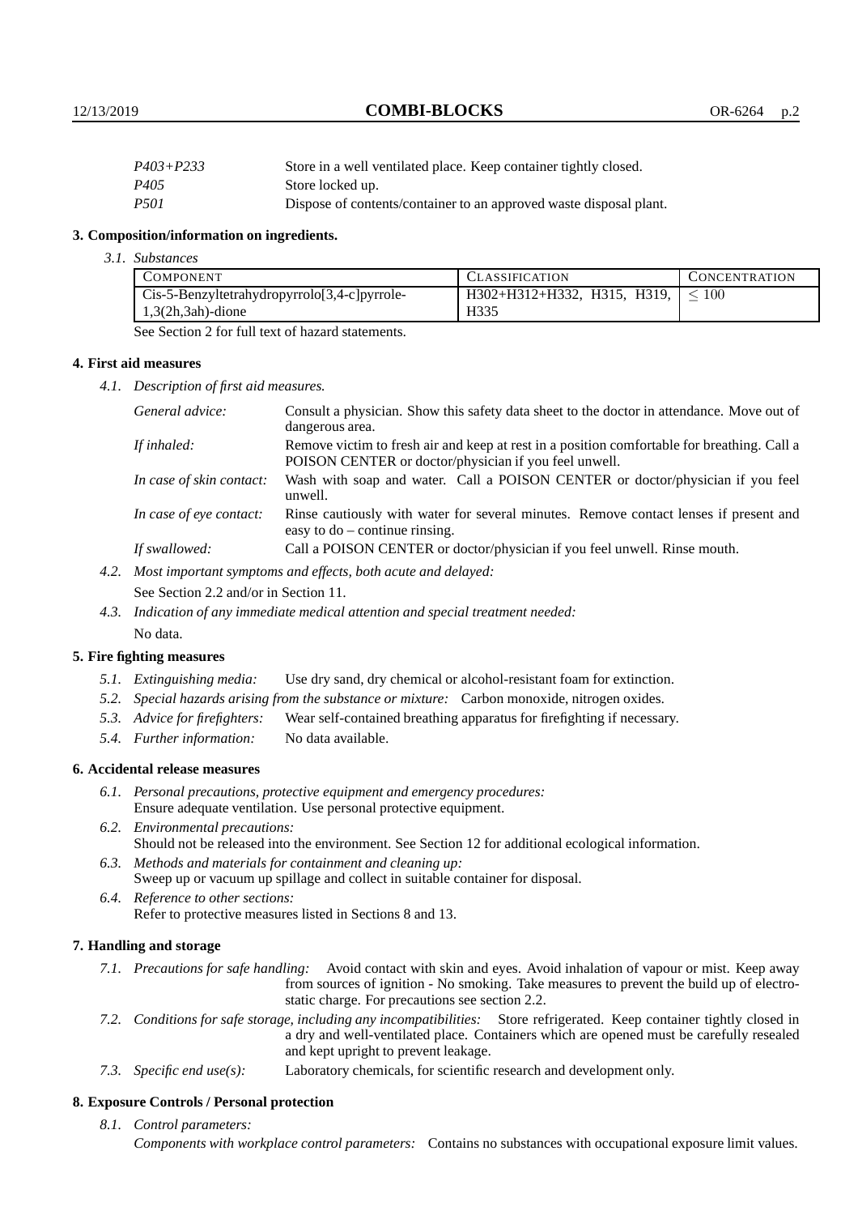| | |
|---|---|
| *P403+P233* | Store in a well ventilated place. Keep container tightly closed. |
| *P405* | Store locked up. |
| *P501* | Dispose of contents/container to an approved waste disposal plant. |

## 3. Composition/information on ingredients.

*3.1. Substances*

| Component | Classification | Concentration |
|---|---|---|
| Cis-5-Benzyltetrahydropyrrolo[3,4-c]pyrrole-1,3(2h,3ah)-dione | H302+H312+H332, H315, H319, H335 | $\leq 100$ |

See Section 2 for full text of hazard statements.

## 4. First aid measures

*4.1. Description of first aid measures.*

| | |
|---|---|
| *General advice:* | Consult a physician. Show this safety data sheet to the doctor in attendance. Move out of dangerous area. |
| *If inhaled:* | Remove victim to fresh air and keep at rest in a position comfortable for breathing. Call a POISON CENTER or doctor/physician if you feel unwell. |
| *In case of skin contact:* | Wash with soap and water. Call a POISON CENTER or doctor/physician if you feel unwell. |
| *In case of eye contact:* | Rinse cautiously with water for several minutes. Remove contact lenses if present and easy to do – continue rinsing. |
| *If swallowed:* | Call a POISON CENTER or doctor/physician if you feel unwell. Rinse mouth. |

*4.2. Most important symptoms and effects, both acute and delayed:*

See Section 2.2 and/or in Section 11.

*4.3. Indication of any immediate medical attention and special treatment needed:*

No data.

## 5. Fire fighting measures

*5.1. Extinguishing media:* Use dry sand, dry chemical or alcohol-resistant foam for extinction.

*5.2. Special hazards arising from the substance or mixture:* Carbon monoxide, nitrogen oxides.

*5.3. Advice for firefighters:* Wear self-contained breathing apparatus for firefighting if necessary.

*5.4. Further information:* No data available.

## 6. Accidental release measures

*6.1. Personal precautions, protective equipment and emergency procedures:*
Ensure adequate ventilation. Use personal protective equipment.

*6.2. Environmental precautions:*
Should not be released into the environment. See Section 12 for additional ecological information.

*6.3. Methods and materials for containment and cleaning up:*
Sweep up or vacuum up spillage and collect in suitable container for disposal.

*6.4. Reference to other sections:*
Refer to protective measures listed in Sections 8 and 13.

## 7. Handling and storage

*7.1. Precautions for safe handling:* Avoid contact with skin and eyes. Avoid inhalation of vapour or mist. Keep away from sources of ignition - No smoking. Take measures to prevent the build up of electrostatic charge. For precautions see section 2.2.

*7.2. Conditions for safe storage, including any incompatibilities:* Store refrigerated. Keep container tightly closed in a dry and well-ventilated place. Containers which are opened must be carefully resealed and kept upright to prevent leakage.

*7.3. Specific end use(s):* Laboratory chemicals, for scientific research and development only.

## 8. Exposure Controls / Personal protection

*8.1. Control parameters:*

*Components with workplace control parameters:* Contains no substances with occupational exposure limit values.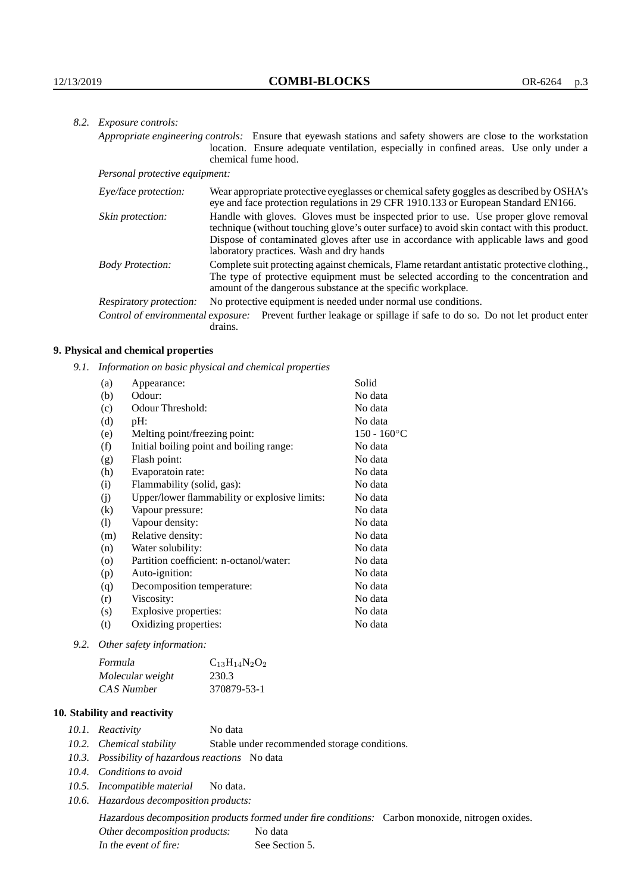*8.2. Exposure controls:*

*Appropriate engineering controls:* Ensure that eyewash stations and safety showers are close to the workstation location. Ensure adequate ventilation, especially in confined areas. Use only under a chemical fume hood.

*Personal protective equipment:*

*Eye/face protection:* Wear appropriate protective eyeglasses or chemical safety goggles as described by OSHA's eye and face protection regulations in 29 CFR 1910.133 or European Standard EN166.

*Skin protection:* Handle with gloves. Gloves must be inspected prior to use. Use proper glove removal technique (without touching glove's outer surface) to avoid skin contact with this product. Dispose of contaminated gloves after use in accordance with applicable laws and good laboratory practices. Wash and dry hands

*Body Protection:* Complete suit protecting against chemicals, Flame retardant antistatic protective clothing., The type of protective equipment must be selected according to the concentration and amount of the dangerous substance at the specific workplace.

*Respiratory protection:* No protective equipment is needed under normal use conditions.

*Control of environmental exposure:* Prevent further leakage or spillage if safe to do so. Do not let product enter drains.

## 9. Physical and chemical properties

*9.1. Information on basic physical and chemical properties*

| | | |
|---|---|---|
| (a) | Appearance: | Solid |
| (b) | Odour: | No data |
| (c) | Odour Threshold: | No data |
| (d) | pH: | No data |
| (e) | Melting point/freezing point: | 150 - 160°C |
| (f) | Initial boiling point and boiling range: | No data |
| (g) | Flash point: | No data |
| (h) | Evaporatoin rate: | No data |
| (i) | Flammability (solid, gas): | No data |
| (j) | Upper/lower flammability or explosive limits: | No data |
| (k) | Vapour pressure: | No data |
| (l) | Vapour density: | No data |
| (m) | Relative density: | No data |
| (n) | Water solubility: | No data |
| (o) | Partition coefficient: n-octanol/water: | No data |
| (p) | Auto-ignition: | No data |
| (q) | Decomposition temperature: | No data |
| (r) | Viscosity: | No data |
| (s) | Explosive properties: | No data |
| (t) | Oxidizing properties: | No data |

*9.2. Other safety information:*

| | |
|---|---|
| *Formula* | $C_{13}H_{14}N_2O_2$ |
| *Molecular weight* | 230.3 |
| *CAS Number* | 370879-53-1 |

## 10. Stability and reactivity

*10.1. Reactivity* No data

*10.2. Chemical stability* Stable under recommended storage conditions.

*10.3. Possibility of hazardous reactions* No data

*10.4. Conditions to avoid*

*10.5. Incompatible material* No data.

*10.6. Hazardous decomposition products:*

*Hazardous decomposition products formed under fire conditions:* Carbon monoxide, nitrogen oxides.

*Other decomposition products:* No data

*In the event of fire:* See Section 5.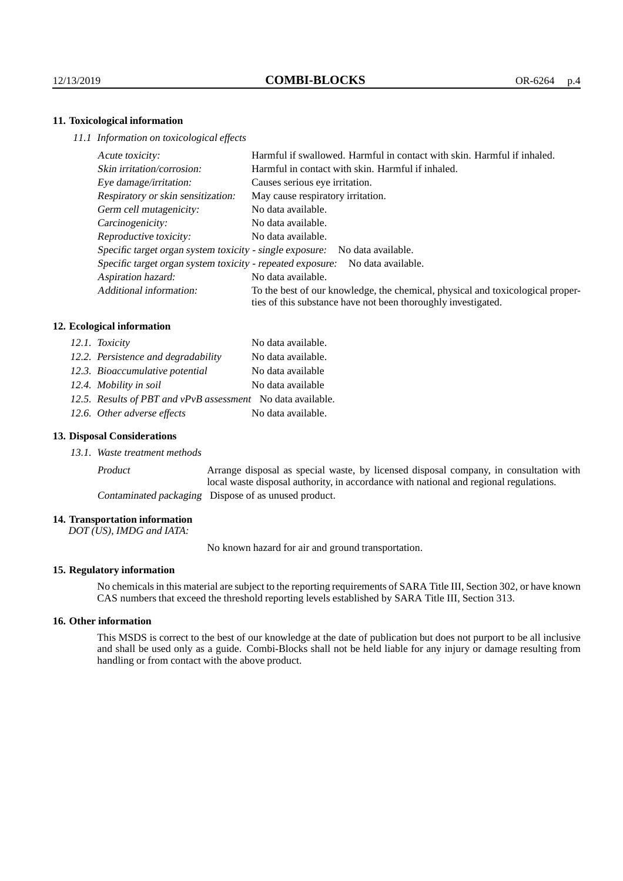## 11. Toxicological information

*11.1 Information on toxicological effects*

| | |
|---|---|
| *Acute toxicity:* | Harmful if swallowed. Harmful in contact with skin. Harmful if inhaled. |
| *Skin irritation/corrosion:* | Harmful in contact with skin. Harmful if inhaled. |
| *Eye damage/irritation:* | Causes serious eye irritation. |
| *Respiratory or skin sensitization:* | May cause respiratory irritation. |
| *Germ cell mutagenicity:* | No data available. |
| *Carcinogenicity:* | No data available. |
| *Reproductive toxicity:* | No data available. |
| *Specific target organ system toxicity - single exposure:* | No data available. |
| *Specific target organ system toxicity - repeated exposure:* | No data available. |
| *Aspiration hazard:* | No data available. |
| *Additional information:* | To the best of our knowledge, the chemical, physical and toxicological properties of this substance have not been thoroughly investigated. |

## 12. Ecological information

| | |
|---|---|
| *12.1. Toxicity* | No data available. |
| *12.2. Persistence and degradability* | No data available. |
| *12.3. Bioaccumulative potential* | No data available |
| *12.4. Mobility in soil* | No data available |
| *12.5. Results of PBT and vPvB assessment* | No data available. |
| *12.6. Other adverse effects* | No data available. |

## 13. Disposal Considerations

*13.1. Waste treatment methods*

| | |
|---|---|
| *Product* | Arrange disposal as special waste, by licensed disposal company, in consultation with local waste disposal authority, in accordance with national and regional regulations. |
| *Contaminated packaging* | Dispose of as unused product. |

## 14. Transportation information

*DOT (US), IMDG and IATA:*

No known hazard for air and ground transportation.

## 15. Regulatory information

No chemicals in this material are subject to the reporting requirements of SARA Title III, Section 302, or have known CAS numbers that exceed the threshold reporting levels established by SARA Title III, Section 313.

## 16. Other information

This MSDS is correct to the best of our knowledge at the date of publication but does not purport to be all inclusive and shall be used only as a guide. Combi-Blocks shall not be held liable for any injury or damage resulting from handling or from contact with the above product.